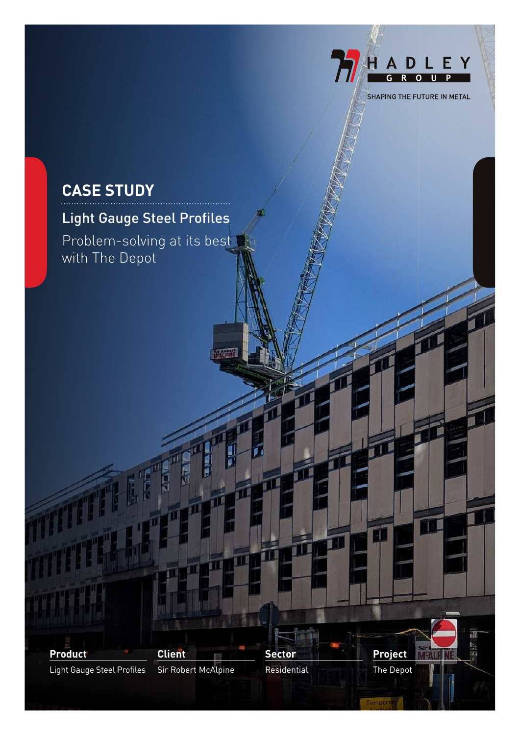HADLEY GROUP

SHAPING THE FUTURE IN METAL

# CASE STUDY

## Light Gauge Steel Profiles

Problem-solving at its best with The Depot

| Product | Client | Sector | Project |
| --- | --- | --- | --- |
| Light Gauge Steel Profiles | Sir Robert McAlpine | Residential | The Depot |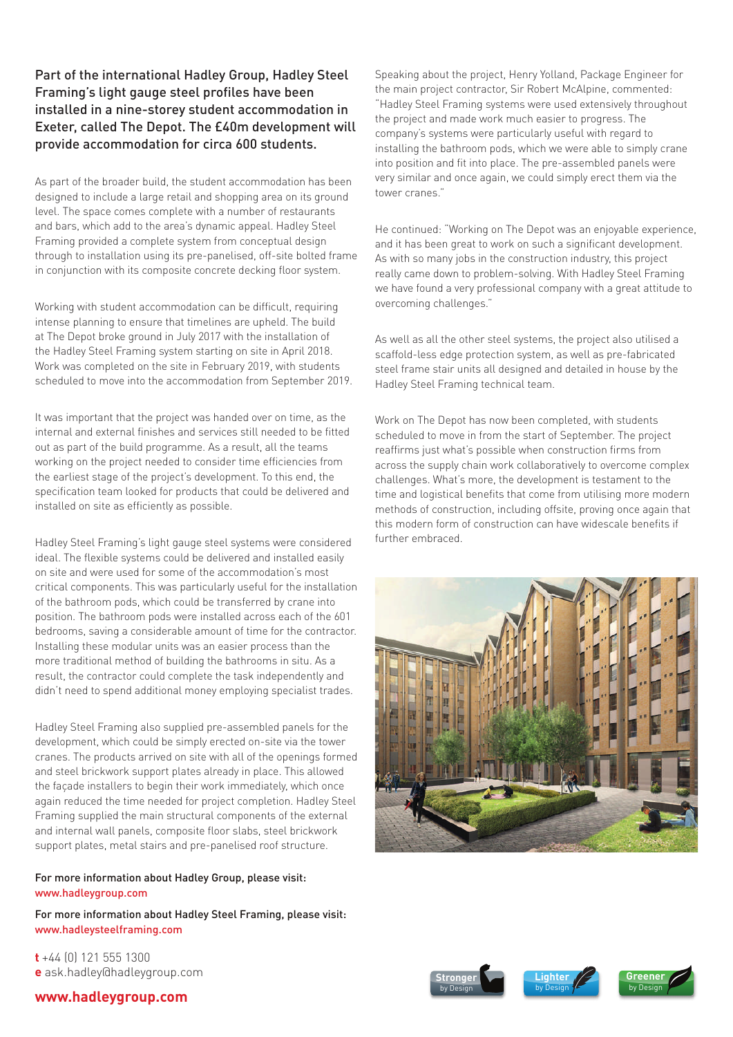**Part of the international Hadley Group, Hadley Steel Framing's light gauge steel profiles have been installed in a nine-storey student accommodation in Exeter, called The Depot. The £40m development will provide accommodation for circa 600 students.**

As part of the broader build, the student accommodation has been designed to include a large retail and shopping area on its ground level. The space comes complete with a number of restaurants and bars, which add to the area's dynamic appeal. Hadley Steel Framing provided a complete system from conceptual design through to installation using its pre-panelised, off-site bolted frame in conjunction with its composite concrete decking floor system.

Working with student accommodation can be difficult, requiring intense planning to ensure that timelines are upheld. The build at The Depot broke ground in July 2017 with the installation of the Hadley Steel Framing system starting on site in April 2018. Work was completed on the site in February 2019, with students scheduled to move into the accommodation from September 2019.

It was important that the project was handed over on time, as the internal and external finishes and services still needed to be fitted out as part of the build programme. As a result, all the teams working on the project needed to consider time efficiencies from the earliest stage of the project's development. To this end, the specification team looked for products that could be delivered and installed on site as efficiently as possible.

Hadley Steel Framing's light gauge steel systems were considered ideal. The flexible systems could be delivered and installed easily on site and were used for some of the accommodation's most critical components. This was particularly useful for the installation of the bathroom pods, which could be transferred by crane into position. The bathroom pods were installed across each of the 601 bedrooms, saving a considerable amount of time for the contractor. Installing these modular units was an easier process than the more traditional method of building the bathrooms in situ. As a result, the contractor could complete the task independently and didn't need to spend additional money employing specialist trades.

Hadley Steel Framing also supplied pre-assembled panels for the development, which could be simply erected on-site via the tower cranes. The products arrived on site with all of the openings formed and steel brickwork support plates already in place. This allowed the façade installers to begin their work immediately, which once again reduced the time needed for project completion. Hadley Steel Framing supplied the main structural components of the external and internal wall panels, composite floor slabs, steel brickwork support plates, metal stairs and pre-panelised roof structure.

For more information about Hadley Group, please visit:
www.hadleygroup.com

For more information about Hadley Steel Framing, please visit:
www.hadleysteelframing.com

**t** +44 (0) 121 555 1300
**e** ask.hadley@hadleygroup.com

**www.hadleygroup.com**

Speaking about the project, Henry Yolland, Package Engineer for the main project contractor, Sir Robert McAlpine, commented: "Hadley Steel Framing systems were used extensively throughout the project and made work much easier to progress. The company's systems were particularly useful with regard to installing the bathroom pods, which we were able to simply crane into position and fit into place. The pre-assembled panels were very similar and once again, we could simply erect them via the tower cranes."

He continued: "Working on The Depot was an enjoyable experience, and it has been great to work on such a significant development. As with so many jobs in the construction industry, this project really came down to problem-solving. With Hadley Steel Framing we have found a very professional company with a great attitude to overcoming challenges."

As well as all the other steel systems, the project also utilised a scaffold-less edge protection system, as well as pre-fabricated steel frame stair units all designed and detailed in house by the Hadley Steel Framing technical team.

Work on The Depot has now been completed, with students scheduled to move in from the start of September. The project reaffirms just what's possible when construction firms from across the supply chain work collaboratively to overcome complex challenges. What's more, the development is testament to the time and logistical benefits that come from utilising more modern methods of construction, including offsite, proving once again that this modern form of construction can have widescale benefits if further embraced.

Stronger by Design
Lighter by Design
Greener by Design